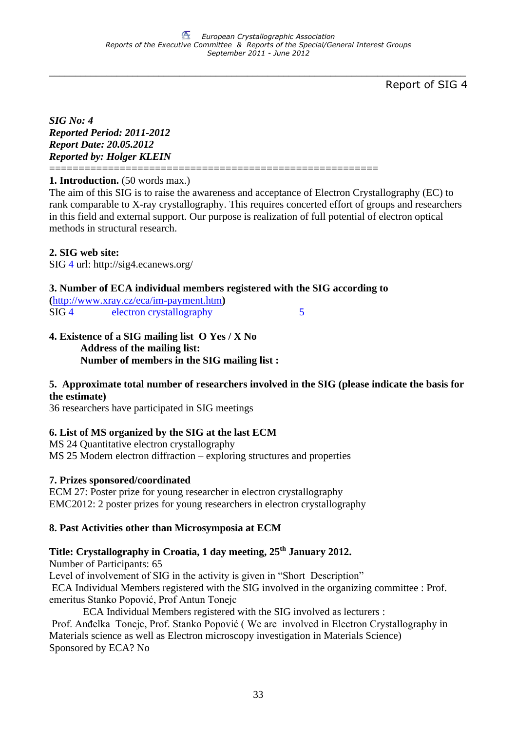## Report of SIG 4

***SIG No: 4***
***Reported Period: 2011-2012***
***Report Date: 20.05.2012***
***Reported by: Holger KLEIN***

=======================================================

**1. Introduction.** (50 words max.)
The aim of this SIG is to raise the awareness and acceptance of Electron Crystallography (EC) to rank comparable to X-ray crystallography. This requires concerted effort of groups and researchers in this field and external support. Our purpose is realization of full potential of electron optical methods in structural research.

**2. SIG web site:**
SIG 4 url: http://sig4.ecanews.org/

**3. Number of ECA individual members registered with the SIG according to (http://www.xray.cz/eca/im-payment.htm)**
SIG 4 electron crystallography 5

**4. Existence of a SIG mailing list O Yes / X No**
**Address of the mailing list:**
**Number of members in the SIG mailing list :**

**5. Approximate total number of researchers involved in the SIG (please indicate the basis for the estimate)**
36 researchers have participated in SIG meetings

**6. List of MS organized by the SIG at the last ECM**
MS 24 Quantitative electron crystallography
MS 25 Modern electron diffraction – exploring structures and properties

**7. Prizes sponsored/coordinated**
ECM 27: Poster prize for young researcher in electron crystallography
EMC2012: 2 poster prizes for young researchers in electron crystallography

**8. Past Activities other than Microsymposia at ECM**

**Title: Crystallography in Croatia, 1 day meeting, 25th January 2012.**
Number of Participants: 65
Level of involvement of SIG in the activity is given in "Short Description"
ECA Individual Members registered with the SIG involved in the organizing committee : Prof. emeritus Stanko Popović, Prof Antun Tonejc
ECA Individual Members registered with the SIG involved as lecturers :
Prof. Anđelka Tonejc, Prof. Stanko Popović ( We are involved in Electron Crystallography in Materials science as well as Electron microscopy investigation in Materials Science)
Sponsored by ECA? No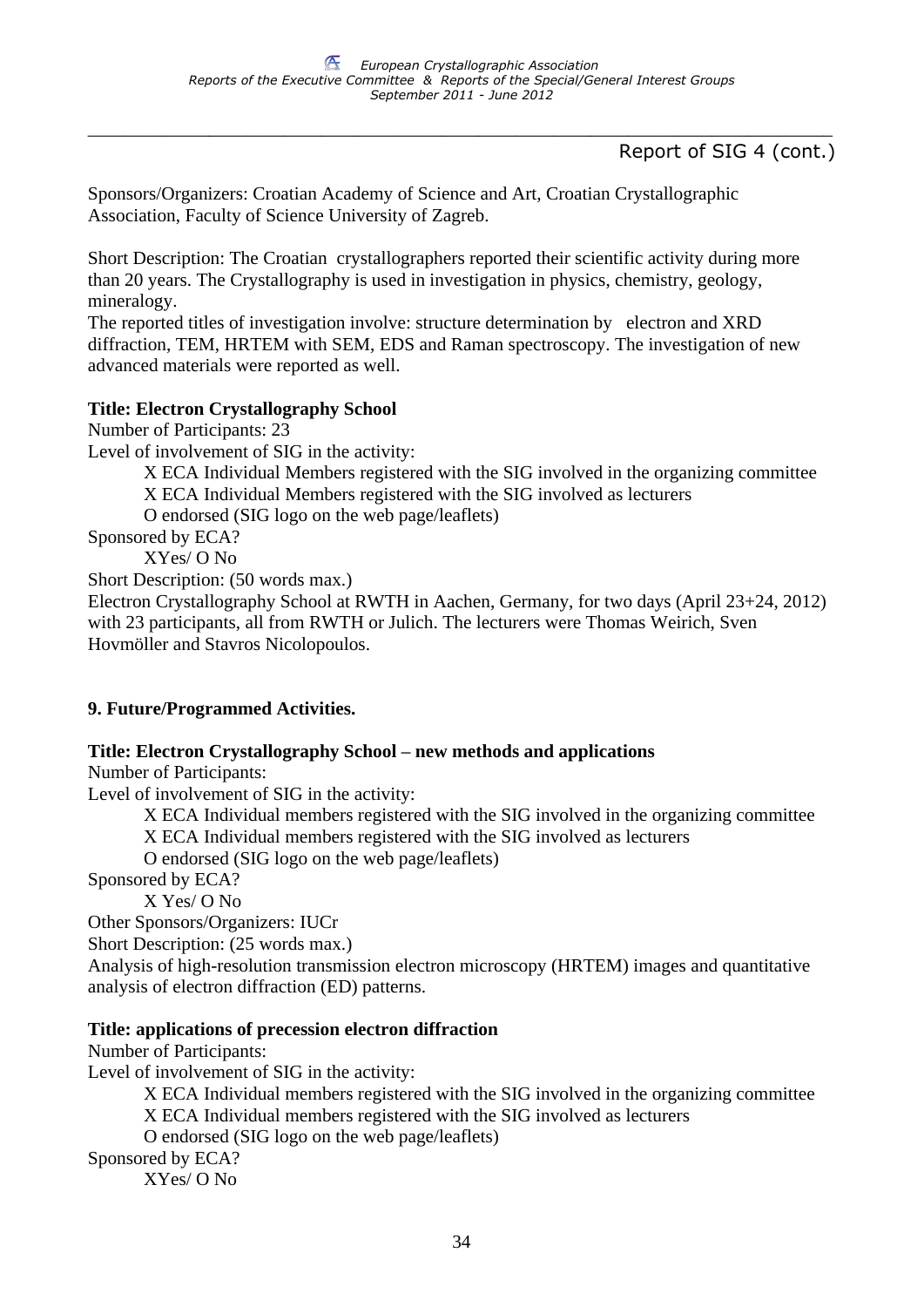Report of SIG 4 (cont.)

Sponsors/Organizers: Croatian Academy of Science and Art, Croatian Crystallographic Association, Faculty of Science University of Zagreb.

Short Description: The Croatian crystallographers reported their scientific activity during more than 20 years. The Crystallography is used in investigation in physics, chemistry, geology, mineralogy.
The reported titles of investigation involve: structure determination by electron and XRD diffraction, TEM, HRTEM with SEM, EDS and Raman spectroscopy. The investigation of new advanced materials were reported as well.

**Title: Electron Crystallography School**
Number of Participants: 23
Level of involvement of SIG in the activity:

X ECA Individual Members registered with the SIG involved in the organizing committee
X ECA Individual Members registered with the SIG involved as lecturers
O endorsed (SIG logo on the web page/leaflets)

Sponsored by ECA?

XYes/ O No

Short Description: (50 words max.)
Electron Crystallography School at RWTH in Aachen, Germany, for two days (April 23+24, 2012) with 23 participants, all from RWTH or Julich. The lecturers were Thomas Weirich, Sven Hovmöller and Stavros Nicolopoulos.

**9. Future/Programmed Activities.**

**Title: Electron Crystallography School – new methods and applications**
Number of Participants:
Level of involvement of SIG in the activity:

X ECA Individual members registered with the SIG involved in the organizing committee
X ECA Individual members registered with the SIG involved as lecturers
O endorsed (SIG logo on the web page/leaflets)

Sponsored by ECA?

X Yes/ O No

Other Sponsors/Organizers: IUCr
Short Description: (25 words max.)
Analysis of high-resolution transmission electron microscopy (HRTEM) images and quantitative analysis of electron diffraction (ED) patterns.

**Title: applications of precession electron diffraction**
Number of Participants:
Level of involvement of SIG in the activity:

X ECA Individual members registered with the SIG involved in the organizing committee
X ECA Individual members registered with the SIG involved as lecturers
O endorsed (SIG logo on the web page/leaflets)

Sponsored by ECA?

XYes/ O No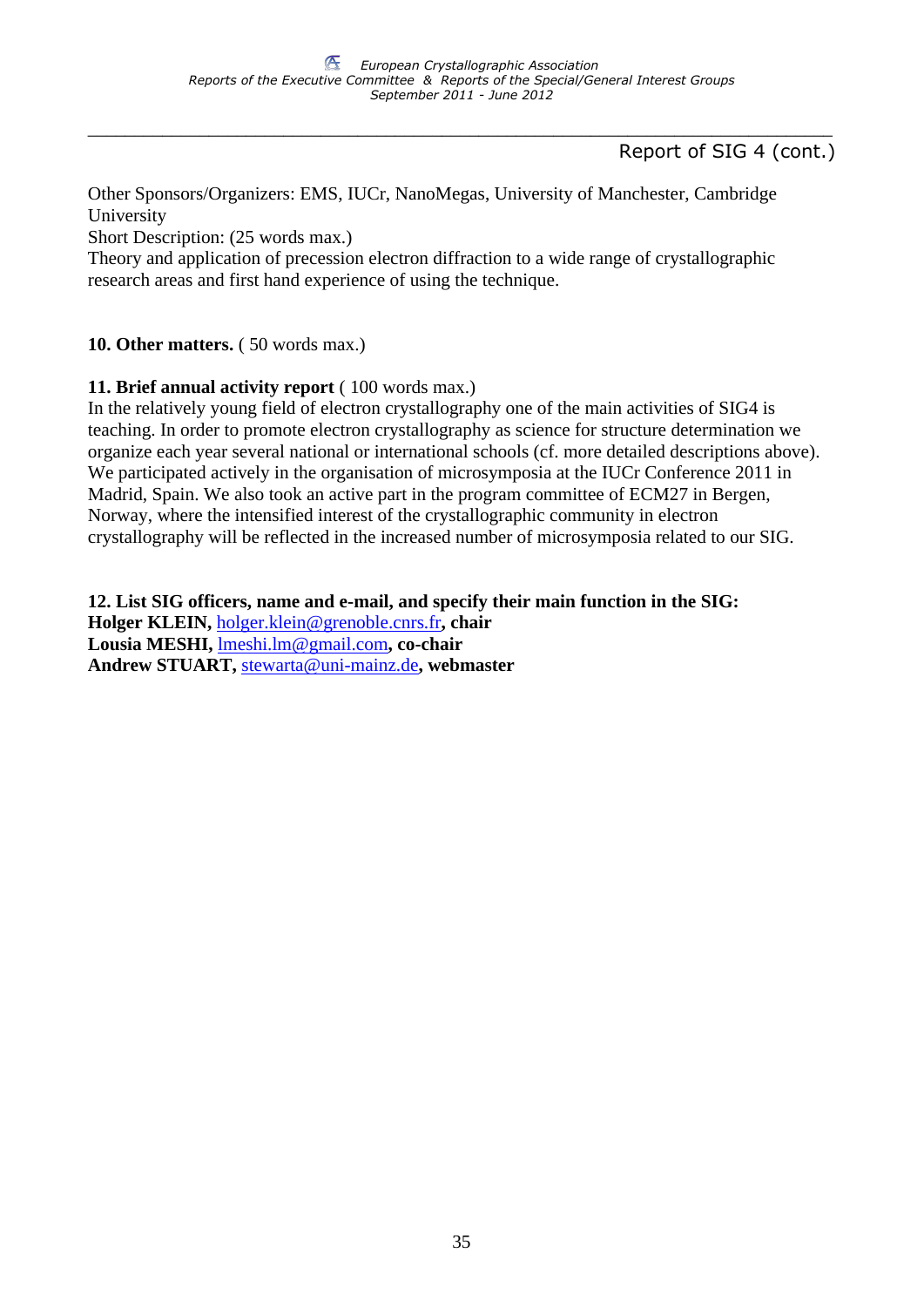Report of SIG 4 (cont.)

Other Sponsors/Organizers: EMS, IUCr, NanoMegas, University of Manchester, Cambridge University

Short Description: (25 words max.)

Theory and application of precession electron diffraction to a wide range of crystallographic research areas and first hand experience of using the technique.

**10. Other matters.** ( 50 words max.)

**11. Brief annual activity report** ( 100 words max.)

In the relatively young field of electron crystallography one of the main activities of SIG4 is teaching. In order to promote electron crystallography as science for structure determination we organize each year several national or international schools (cf. more detailed descriptions above). We participated actively in the organisation of microsymposia at the IUCr Conference 2011 in Madrid, Spain. We also took an active part in the program committee of ECM27 in Bergen, Norway, where the intensified interest of the crystallographic community in electron crystallography will be reflected in the increased number of microsymposia related to our SIG.

**12. List SIG officers, name and e-mail, and specify their main function in the SIG:**

**Holger KLEIN,** holger.klein@grenoble.cnrs.fr**, chair**
**Lousia MESHI,** lmeshi.lm@gmail.com**, co-chair**
**Andrew STUART,** stewarta@uni-mainz.de**, webmaster**